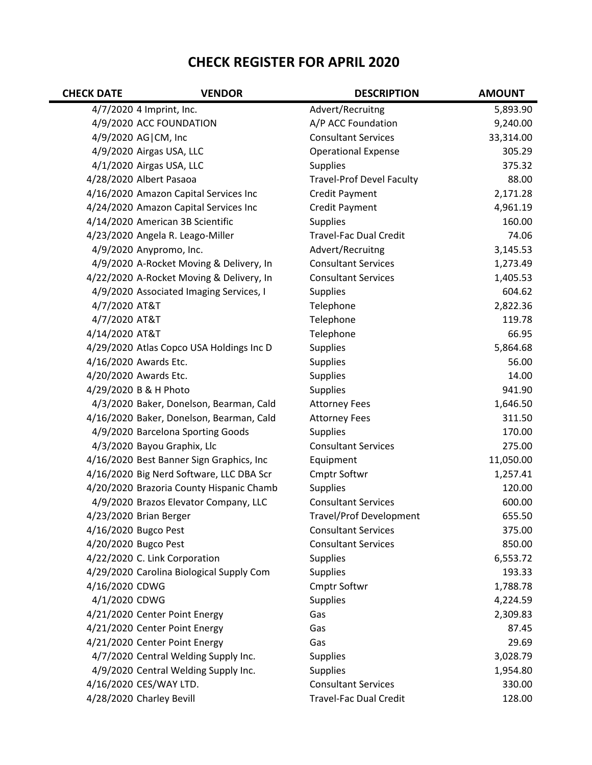# CHECK REGISTER FOR APRIL 2020

| CHECK DATE | VENDOR | DESCRIPTION | AMOUNT |
|---|---|---|---|
| 4/7/2020 | 4 Imprint, Inc. | Advert/Recruitng | 5,893.90 |
| 4/9/2020 | ACC FOUNDATION | A/P ACC Foundation | 9,240.00 |
| 4/9/2020 | AG\|CM, Inc | Consultant Services | 33,314.00 |
| 4/9/2020 | Airgas USA, LLC | Operational Expense | 305.29 |
| 4/1/2020 | Airgas USA, LLC | Supplies | 375.32 |
| 4/28/2020 | Albert Pasaoa | Travel-Prof Devel Faculty | 88.00 |
| 4/16/2020 | Amazon Capital Services Inc | Credit Payment | 2,171.28 |
| 4/24/2020 | Amazon Capital Services Inc | Credit Payment | 4,961.19 |
| 4/14/2020 | American 3B Scientific | Supplies | 160.00 |
| 4/23/2020 | Angela R. Leago-Miller | Travel-Fac Dual Credit | 74.06 |
| 4/9/2020 | Anypromo, Inc. | Advert/Recruitng | 3,145.53 |
| 4/9/2020 | A-Rocket Moving & Delivery, In | Consultant Services | 1,273.49 |
| 4/22/2020 | A-Rocket Moving & Delivery, In | Consultant Services | 1,405.53 |
| 4/9/2020 | Associated Imaging Services, I | Supplies | 604.62 |
| 4/7/2020 | AT&T | Telephone | 2,822.36 |
| 4/7/2020 | AT&T | Telephone | 119.78 |
| 4/14/2020 | AT&T | Telephone | 66.95 |
| 4/29/2020 | Atlas Copco USA Holdings Inc D | Supplies | 5,864.68 |
| 4/16/2020 | Awards Etc. | Supplies | 56.00 |
| 4/20/2020 | Awards Etc. | Supplies | 14.00 |
| 4/29/2020 | B & H Photo | Supplies | 941.90 |
| 4/3/2020 | Baker, Donelson, Bearman, Cald | Attorney Fees | 1,646.50 |
| 4/16/2020 | Baker, Donelson, Bearman, Cald | Attorney Fees | 311.50 |
| 4/9/2020 | Barcelona Sporting Goods | Supplies | 170.00 |
| 4/3/2020 | Bayou Graphix, Llc | Consultant Services | 275.00 |
| 4/16/2020 | Best Banner Sign Graphics, Inc | Equipment | 11,050.00 |
| 4/16/2020 | Big Nerd Software, LLC DBA Scr | Cmptr Softwr | 1,257.41 |
| 4/20/2020 | Brazoria County Hispanic Chamb | Supplies | 120.00 |
| 4/9/2020 | Brazos Elevator Company, LLC | Consultant Services | 600.00 |
| 4/23/2020 | Brian Berger | Travel/Prof Development | 655.50 |
| 4/16/2020 | Bugco Pest | Consultant Services | 375.00 |
| 4/20/2020 | Bugco Pest | Consultant Services | 850.00 |
| 4/22/2020 | C. Link Corporation | Supplies | 6,553.72 |
| 4/29/2020 | Carolina Biological Supply Com | Supplies | 193.33 |
| 4/16/2020 | CDWG | Cmptr Softwr | 1,788.78 |
| 4/1/2020 | CDWG | Supplies | 4,224.59 |
| 4/21/2020 | Center Point Energy | Gas | 2,309.83 |
| 4/21/2020 | Center Point Energy | Gas | 87.45 |
| 4/21/2020 | Center Point Energy | Gas | 29.69 |
| 4/7/2020 | Central Welding Supply Inc. | Supplies | 3,028.79 |
| 4/9/2020 | Central Welding Supply Inc. | Supplies | 1,954.80 |
| 4/16/2020 | CES/WAY LTD. | Consultant Services | 330.00 |
| 4/28/2020 | Charley Bevill | Travel-Fac Dual Credit | 128.00 |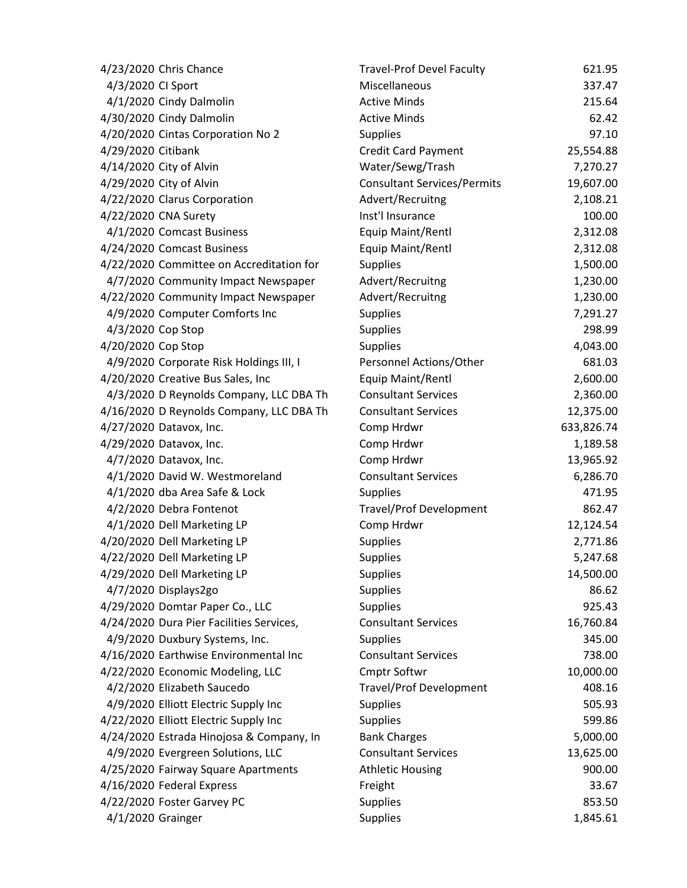| | | | |
|---|---|---|---|
| 4/23/2020 | Chris Chance | Travel-Prof Devel Faculty | 621.95 |
| 4/3/2020 | CI Sport | Miscellaneous | 337.47 |
| 4/1/2020 | Cindy Dalmolin | Active Minds | 215.64 |
| 4/30/2020 | Cindy Dalmolin | Active Minds | 62.42 |
| 4/20/2020 | Cintas Corporation No 2 | Supplies | 97.10 |
| 4/29/2020 | Citibank | Credit Card Payment | 25,554.88 |
| 4/14/2020 | City of Alvin | Water/Sewg/Trash | 7,270.27 |
| 4/29/2020 | City of Alvin | Consultant Services/Permits | 19,607.00 |
| 4/22/2020 | Clarus Corporation | Advert/Recruitng | 2,108.21 |
| 4/22/2020 | CNA Surety | Inst'l Insurance | 100.00 |
| 4/1/2020 | Comcast Business | Equip Maint/Rentl | 2,312.08 |
| 4/24/2020 | Comcast Business | Equip Maint/Rentl | 2,312.08 |
| 4/22/2020 | Committee on Accreditation for | Supplies | 1,500.00 |
| 4/7/2020 | Community Impact Newspaper | Advert/Recruitng | 1,230.00 |
| 4/22/2020 | Community Impact Newspaper | Advert/Recruitng | 1,230.00 |
| 4/9/2020 | Computer Comforts Inc | Supplies | 7,291.27 |
| 4/3/2020 | Cop Stop | Supplies | 298.99 |
| 4/20/2020 | Cop Stop | Supplies | 4,043.00 |
| 4/9/2020 | Corporate Risk Holdings III, I | Personnel Actions/Other | 681.03 |
| 4/20/2020 | Creative Bus Sales, Inc | Equip Maint/Rentl | 2,600.00 |
| 4/3/2020 | D Reynolds Company, LLC DBA Th | Consultant Services | 2,360.00 |
| 4/16/2020 | D Reynolds Company, LLC DBA Th | Consultant Services | 12,375.00 |
| 4/27/2020 | Datavox, Inc. | Comp Hrdwr | 633,826.74 |
| 4/29/2020 | Datavox, Inc. | Comp Hrdwr | 1,189.58 |
| 4/7/2020 | Datavox, Inc. | Comp Hrdwr | 13,965.92 |
| 4/1/2020 | David W. Westmoreland | Consultant Services | 6,286.70 |
| 4/1/2020 | dba Area Safe & Lock | Supplies | 471.95 |
| 4/2/2020 | Debra Fontenot | Travel/Prof Development | 862.47 |
| 4/1/2020 | Dell Marketing LP | Comp Hrdwr | 12,124.54 |
| 4/20/2020 | Dell Marketing LP | Supplies | 2,771.86 |
| 4/22/2020 | Dell Marketing LP | Supplies | 5,247.68 |
| 4/29/2020 | Dell Marketing LP | Supplies | 14,500.00 |
| 4/7/2020 | Displays2go | Supplies | 86.62 |
| 4/29/2020 | Domtar Paper Co., LLC | Supplies | 925.43 |
| 4/24/2020 | Dura Pier Facilities Services, | Consultant Services | 16,760.84 |
| 4/9/2020 | Duxbury Systems, Inc. | Supplies | 345.00 |
| 4/16/2020 | Earthwise Environmental Inc | Consultant Services | 738.00 |
| 4/22/2020 | Economic Modeling, LLC | Cmptr Softwr | 10,000.00 |
| 4/2/2020 | Elizabeth Saucedo | Travel/Prof Development | 408.16 |
| 4/9/2020 | Elliott Electric Supply Inc | Supplies | 505.93 |
| 4/22/2020 | Elliott Electric Supply Inc | Supplies | 599.86 |
| 4/24/2020 | Estrada Hinojosa & Company, In | Bank Charges | 5,000.00 |
| 4/9/2020 | Evergreen Solutions, LLC | Consultant Services | 13,625.00 |
| 4/25/2020 | Fairway Square Apartments | Athletic Housing | 900.00 |
| 4/16/2020 | Federal Express | Freight | 33.67 |
| 4/22/2020 | Foster Garvey PC | Supplies | 853.50 |
| 4/1/2020 | Grainger | Supplies | 1,845.61 |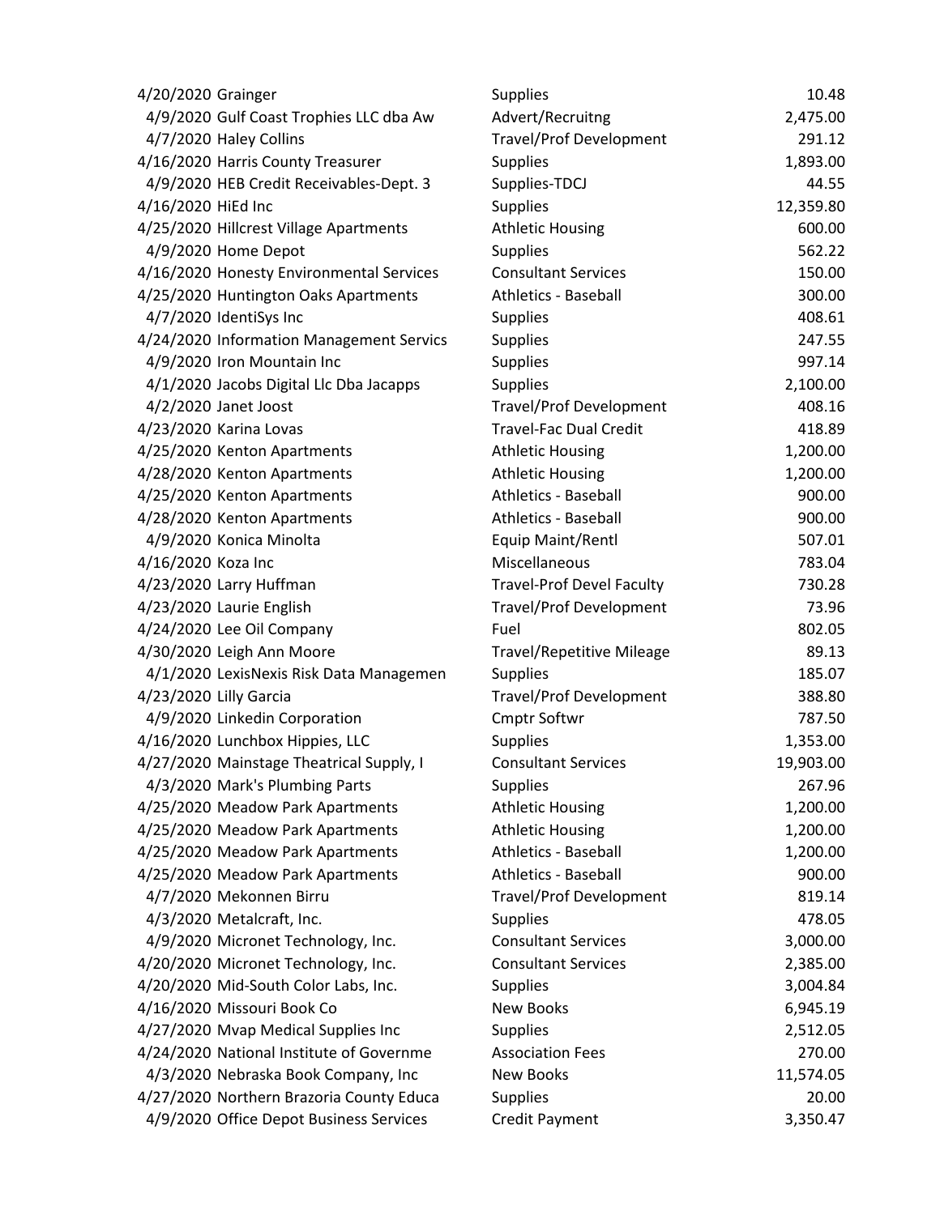| | | | |
|---|---|---|---|
| 4/20/2020 | Grainger | Supplies | 10.48 |
| 4/9/2020 | Gulf Coast Trophies LLC dba Aw | Advert/Recruitng | 2,475.00 |
| 4/7/2020 | Haley Collins | Travel/Prof Development | 291.12 |
| 4/16/2020 | Harris County Treasurer | Supplies | 1,893.00 |
| 4/9/2020 | HEB Credit Receivables-Dept. 3 | Supplies-TDCJ | 44.55 |
| 4/16/2020 | HiEd Inc | Supplies | 12,359.80 |
| 4/25/2020 | Hillcrest Village Apartments | Athletic Housing | 600.00 |
| 4/9/2020 | Home Depot | Supplies | 562.22 |
| 4/16/2020 | Honesty Environmental Services | Consultant Services | 150.00 |
| 4/25/2020 | Huntington Oaks Apartments | Athletics - Baseball | 300.00 |
| 4/7/2020 | IdentiSys Inc | Supplies | 408.61 |
| 4/24/2020 | Information Management Servics | Supplies | 247.55 |
| 4/9/2020 | Iron Mountain Inc | Supplies | 997.14 |
| 4/1/2020 | Jacobs Digital Llc Dba Jacapps | Supplies | 2,100.00 |
| 4/2/2020 | Janet Joost | Travel/Prof Development | 408.16 |
| 4/23/2020 | Karina Lovas | Travel-Fac Dual Credit | 418.89 |
| 4/25/2020 | Kenton Apartments | Athletic Housing | 1,200.00 |
| 4/28/2020 | Kenton Apartments | Athletic Housing | 1,200.00 |
| 4/25/2020 | Kenton Apartments | Athletics - Baseball | 900.00 |
| 4/28/2020 | Kenton Apartments | Athletics - Baseball | 900.00 |
| 4/9/2020 | Konica Minolta | Equip Maint/Rentl | 507.01 |
| 4/16/2020 | Koza Inc | Miscellaneous | 783.04 |
| 4/23/2020 | Larry Huffman | Travel-Prof Devel Faculty | 730.28 |
| 4/23/2020 | Laurie English | Travel/Prof Development | 73.96 |
| 4/24/2020 | Lee Oil Company | Fuel | 802.05 |
| 4/30/2020 | Leigh Ann Moore | Travel/Repetitive Mileage | 89.13 |
| 4/1/2020 | LexisNexis Risk Data Managemen | Supplies | 185.07 |
| 4/23/2020 | Lilly Garcia | Travel/Prof Development | 388.80 |
| 4/9/2020 | Linkedin Corporation | Cmptr Softwr | 787.50 |
| 4/16/2020 | Lunchbox Hippies, LLC | Supplies | 1,353.00 |
| 4/27/2020 | Mainstage Theatrical Supply, I | Consultant Services | 19,903.00 |
| 4/3/2020 | Mark's Plumbing Parts | Supplies | 267.96 |
| 4/25/2020 | Meadow Park Apartments | Athletic Housing | 1,200.00 |
| 4/25/2020 | Meadow Park Apartments | Athletic Housing | 1,200.00 |
| 4/25/2020 | Meadow Park Apartments | Athletics - Baseball | 1,200.00 |
| 4/25/2020 | Meadow Park Apartments | Athletics - Baseball | 900.00 |
| 4/7/2020 | Mekonnen Birru | Travel/Prof Development | 819.14 |
| 4/3/2020 | Metalcraft, Inc. | Supplies | 478.05 |
| 4/9/2020 | Micronet Technology, Inc. | Consultant Services | 3,000.00 |
| 4/20/2020 | Micronet Technology, Inc. | Consultant Services | 2,385.00 |
| 4/20/2020 | Mid-South Color Labs, Inc. | Supplies | 3,004.84 |
| 4/16/2020 | Missouri Book Co | New Books | 6,945.19 |
| 4/27/2020 | Mvap Medical Supplies Inc | Supplies | 2,512.05 |
| 4/24/2020 | National Institute of Governme | Association Fees | 270.00 |
| 4/3/2020 | Nebraska Book Company, Inc | New Books | 11,574.05 |
| 4/27/2020 | Northern Brazoria County Educa | Supplies | 20.00 |
| 4/9/2020 | Office Depot Business Services | Credit Payment | 3,350.47 |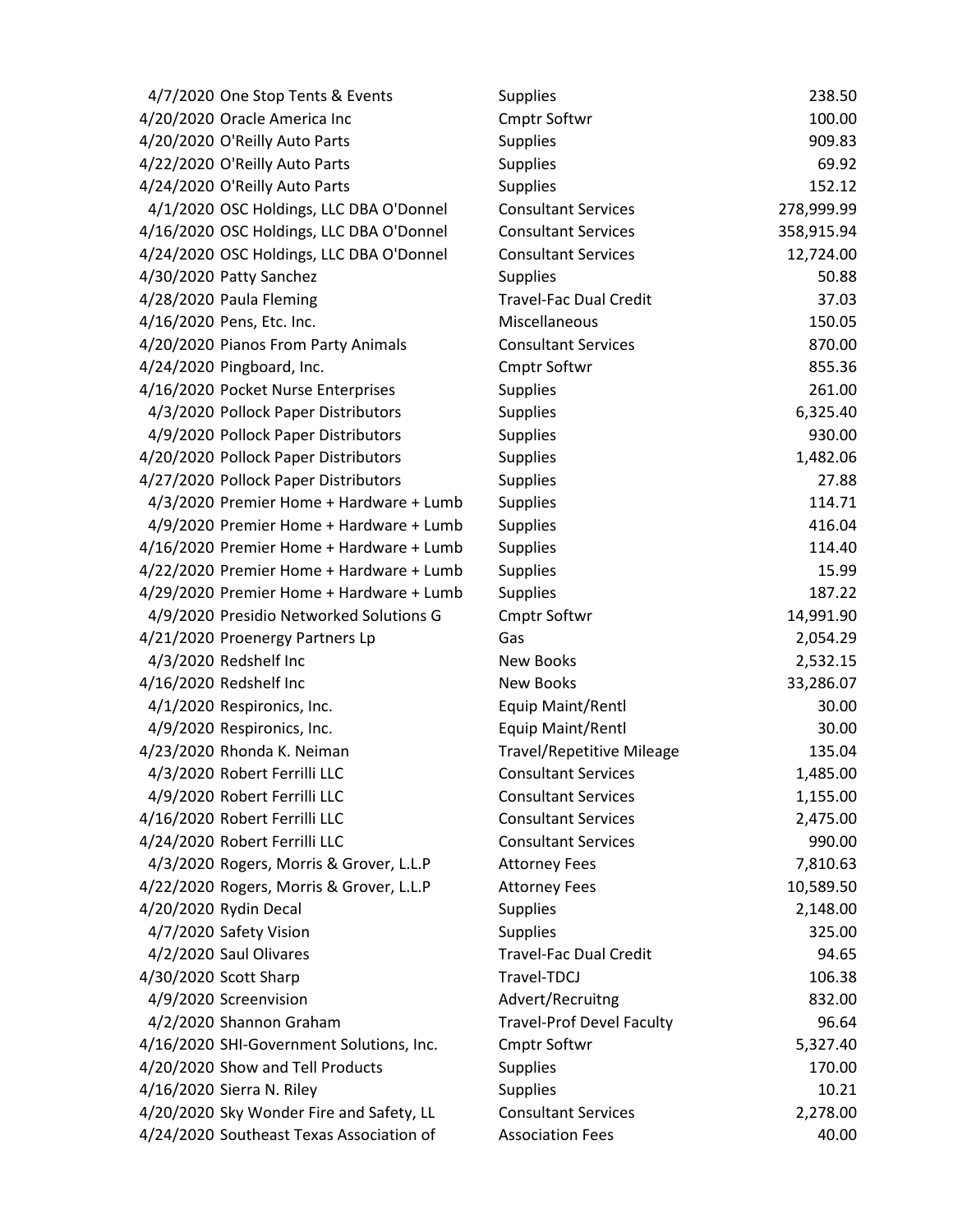| Date | Vendor | Category | Amount |
| --- | --- | --- | --- |
| 4/7/2020 | One Stop Tents & Events | Supplies | 238.50 |
| 4/20/2020 | Oracle America Inc | Cmptr Softwr | 100.00 |
| 4/20/2020 | O'Reilly Auto Parts | Supplies | 909.83 |
| 4/22/2020 | O'Reilly Auto Parts | Supplies | 69.92 |
| 4/24/2020 | O'Reilly Auto Parts | Supplies | 152.12 |
| 4/1/2020 | OSC Holdings, LLC DBA O'Donnel | Consultant Services | 278,999.99 |
| 4/16/2020 | OSC Holdings, LLC DBA O'Donnel | Consultant Services | 358,915.94 |
| 4/24/2020 | OSC Holdings, LLC DBA O'Donnel | Consultant Services | 12,724.00 |
| 4/30/2020 | Patty Sanchez | Supplies | 50.88 |
| 4/28/2020 | Paula Fleming | Travel-Fac Dual Credit | 37.03 |
| 4/16/2020 | Pens, Etc. Inc. | Miscellaneous | 150.05 |
| 4/20/2020 | Pianos From Party Animals | Consultant Services | 870.00 |
| 4/24/2020 | Pingboard, Inc. | Cmptr Softwr | 855.36 |
| 4/16/2020 | Pocket Nurse Enterprises | Supplies | 261.00 |
| 4/3/2020 | Pollock Paper Distributors | Supplies | 6,325.40 |
| 4/9/2020 | Pollock Paper Distributors | Supplies | 930.00 |
| 4/20/2020 | Pollock Paper Distributors | Supplies | 1,482.06 |
| 4/27/2020 | Pollock Paper Distributors | Supplies | 27.88 |
| 4/3/2020 | Premier Home + Hardware + Lumb | Supplies | 114.71 |
| 4/9/2020 | Premier Home + Hardware + Lumb | Supplies | 416.04 |
| 4/16/2020 | Premier Home + Hardware + Lumb | Supplies | 114.40 |
| 4/22/2020 | Premier Home + Hardware + Lumb | Supplies | 15.99 |
| 4/29/2020 | Premier Home + Hardware + Lumb | Supplies | 187.22 |
| 4/9/2020 | Presidio Networked Solutions G | Cmptr Softwr | 14,991.90 |
| 4/21/2020 | Proenergy Partners Lp | Gas | 2,054.29 |
| 4/3/2020 | Redshelf Inc | New Books | 2,532.15 |
| 4/16/2020 | Redshelf Inc | New Books | 33,286.07 |
| 4/1/2020 | Respironics, Inc. | Equip Maint/Rentl | 30.00 |
| 4/9/2020 | Respironics, Inc. | Equip Maint/Rentl | 30.00 |
| 4/23/2020 | Rhonda K. Neiman | Travel/Repetitive Mileage | 135.04 |
| 4/3/2020 | Robert Ferrilli LLC | Consultant Services | 1,485.00 |
| 4/9/2020 | Robert Ferrilli LLC | Consultant Services | 1,155.00 |
| 4/16/2020 | Robert Ferrilli LLC | Consultant Services | 2,475.00 |
| 4/24/2020 | Robert Ferrilli LLC | Consultant Services | 990.00 |
| 4/3/2020 | Rogers, Morris & Grover, L.L.P | Attorney Fees | 7,810.63 |
| 4/22/2020 | Rogers, Morris & Grover, L.L.P | Attorney Fees | 10,589.50 |
| 4/20/2020 | Rydin Decal | Supplies | 2,148.00 |
| 4/7/2020 | Safety Vision | Supplies | 325.00 |
| 4/2/2020 | Saul Olivares | Travel-Fac Dual Credit | 94.65 |
| 4/30/2020 | Scott Sharp | Travel-TDCJ | 106.38 |
| 4/9/2020 | Screenvision | Advert/Recruitng | 832.00 |
| 4/2/2020 | Shannon Graham | Travel-Prof Devel Faculty | 96.64 |
| 4/16/2020 | SHI-Government Solutions, Inc. | Cmptr Softwr | 5,327.40 |
| 4/20/2020 | Show and Tell Products | Supplies | 170.00 |
| 4/16/2020 | Sierra N. Riley | Supplies | 10.21 |
| 4/20/2020 | Sky Wonder Fire and Safety, LL | Consultant Services | 2,278.00 |
| 4/24/2020 | Southeast Texas Association of | Association Fees | 40.00 |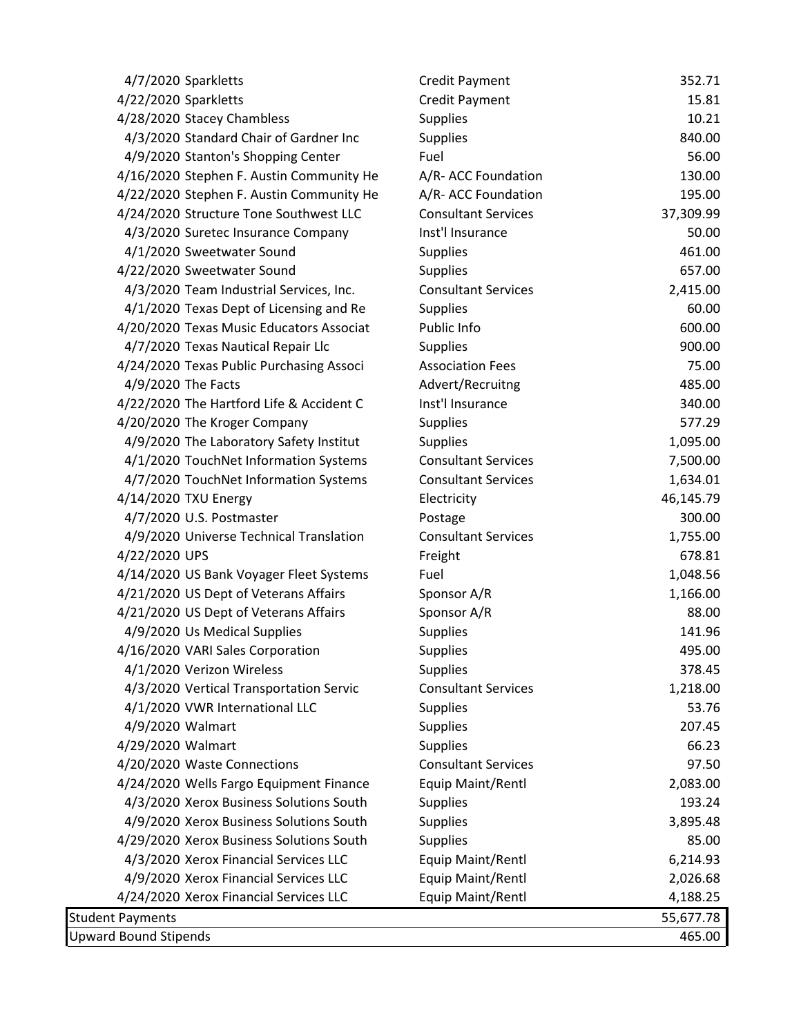| Date | Vendor | Description | Amount |
|---|---|---|---|
| 4/7/2020 | Sparkletts | Credit Payment | 352.71 |
| 4/22/2020 | Sparkletts | Credit Payment | 15.81 |
| 4/28/2020 | Stacey Chambless | Supplies | 10.21 |
| 4/3/2020 | Standard Chair of Gardner Inc | Supplies | 840.00 |
| 4/9/2020 | Stanton's Shopping Center | Fuel | 56.00 |
| 4/16/2020 | Stephen F. Austin Community He | A/R- ACC Foundation | 130.00 |
| 4/22/2020 | Stephen F. Austin Community He | A/R- ACC Foundation | 195.00 |
| 4/24/2020 | Structure Tone Southwest LLC | Consultant Services | 37,309.99 |
| 4/3/2020 | Suretec Insurance Company | Inst'l Insurance | 50.00 |
| 4/1/2020 | Sweetwater Sound | Supplies | 461.00 |
| 4/22/2020 | Sweetwater Sound | Supplies | 657.00 |
| 4/3/2020 | Team Industrial Services, Inc. | Consultant Services | 2,415.00 |
| 4/1/2020 | Texas Dept of Licensing and Re | Supplies | 60.00 |
| 4/20/2020 | Texas Music Educators Associat | Public Info | 600.00 |
| 4/7/2020 | Texas Nautical Repair Llc | Supplies | 900.00 |
| 4/24/2020 | Texas Public Purchasing Associ | Association Fees | 75.00 |
| 4/9/2020 | The Facts | Advert/Recruitng | 485.00 |
| 4/22/2020 | The Hartford Life & Accident C | Inst'l Insurance | 340.00 |
| 4/20/2020 | The Kroger Company | Supplies | 577.29 |
| 4/9/2020 | The Laboratory Safety Institut | Supplies | 1,095.00 |
| 4/1/2020 | TouchNet Information Systems | Consultant Services | 7,500.00 |
| 4/7/2020 | TouchNet Information Systems | Consultant Services | 1,634.01 |
| 4/14/2020 | TXU Energy | Electricity | 46,145.79 |
| 4/7/2020 | U.S. Postmaster | Postage | 300.00 |
| 4/9/2020 | Universe Technical Translation | Consultant Services | 1,755.00 |
| 4/22/2020 | UPS | Freight | 678.81 |
| 4/14/2020 | US Bank Voyager Fleet Systems | Fuel | 1,048.56 |
| 4/21/2020 | US Dept of Veterans Affairs | Sponsor A/R | 1,166.00 |
| 4/21/2020 | US Dept of Veterans Affairs | Sponsor A/R | 88.00 |
| 4/9/2020 | Us Medical Supplies | Supplies | 141.96 |
| 4/16/2020 | VARI Sales Corporation | Supplies | 495.00 |
| 4/1/2020 | Verizon Wireless | Supplies | 378.45 |
| 4/3/2020 | Vertical Transportation Servic | Consultant Services | 1,218.00 |
| 4/1/2020 | VWR International LLC | Supplies | 53.76 |
| 4/9/2020 | Walmart | Supplies | 207.45 |
| 4/29/2020 | Walmart | Supplies | 66.23 |
| 4/20/2020 | Waste Connections | Consultant Services | 97.50 |
| 4/24/2020 | Wells Fargo Equipment Finance | Equip Maint/Rentl | 2,083.00 |
| 4/3/2020 | Xerox Business Solutions South | Supplies | 193.24 |
| 4/9/2020 | Xerox Business Solutions South | Supplies | 3,895.48 |
| 4/29/2020 | Xerox Business Solutions South | Supplies | 85.00 |
| 4/3/2020 | Xerox Financial Services LLC | Equip Maint/Rentl | 6,214.93 |
| 4/9/2020 | Xerox Financial Services LLC | Equip Maint/Rentl | 2,026.68 |
| 4/24/2020 | Xerox Financial Services LLC | Equip Maint/Rentl | 4,188.25 |

| | |
|---|---|
| Student Payments | 55,677.78 |
| Upward Bound Stipends | 465.00 |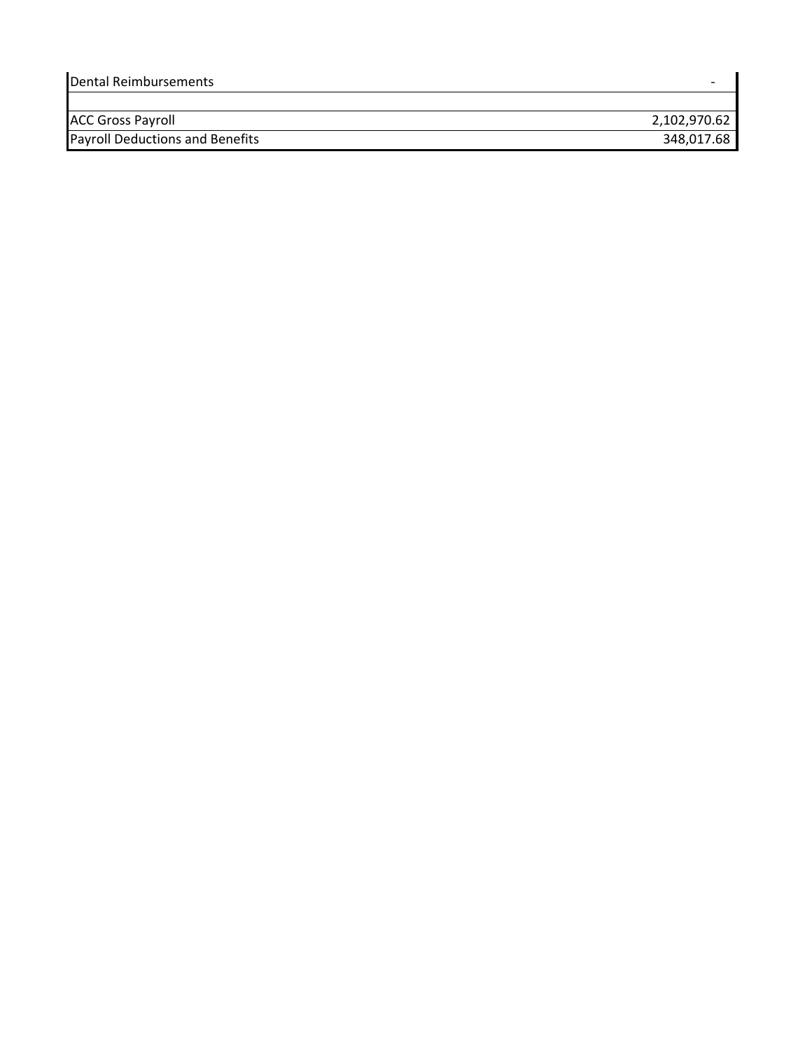| | |
|---|---|
| Dental Reimbursements | - |
| | |
| ACC Gross Payroll | 2,102,970.62 |
| Payroll Deductions and Benefits | 348,017.68 |